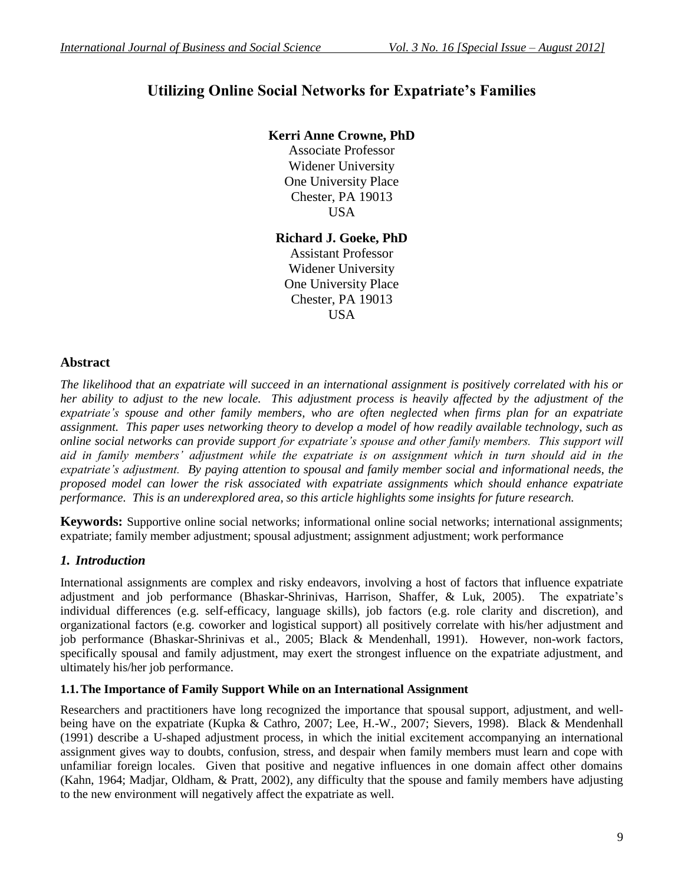# Utilizing Online Social Networks for Expatriate's Families

**Kerri Anne Crowne, PhD**
Associate Professor
Widener University
One University Place
Chester, PA 19013
USA

**Richard J. Goeke, PhD**
Assistant Professor
Widener University
One University Place
Chester, PA 19013
USA

## Abstract

*The likelihood that an expatriate will succeed in an international assignment is positively correlated with his or her ability to adjust to the new locale. This adjustment process is heavily affected by the adjustment of the expatriate's spouse and other family members, who are often neglected when firms plan for an expatriate assignment. This paper uses networking theory to develop a model of how readily available technology, such as online social networks can provide support for expatriate's spouse and other family members. This support will aid in family members' adjustment while the expatriate is on assignment which in turn should aid in the expatriate's adjustment. By paying attention to spousal and family member social and informational needs, the proposed model can lower the risk associated with expatriate assignments which should enhance expatriate performance. This is an underexplored area, so this article highlights some insights for future research.*

**Keywords:** Supportive online social networks; informational online social networks; international assignments; expatriate; family member adjustment; spousal adjustment; assignment adjustment; work performance

## *1. Introduction*

International assignments are complex and risky endeavors, involving a host of factors that influence expatriate adjustment and job performance (Bhaskar-Shrinivas, Harrison, Shaffer, & Luk, 2005). The expatriate's individual differences (e.g. self-efficacy, language skills), job factors (e.g. role clarity and discretion), and organizational factors (e.g. coworker and logistical support) all positively correlate with his/her adjustment and job performance (Bhaskar-Shrinivas et al., 2005; Black & Mendenhall, 1991). However, non-work factors, specifically spousal and family adjustment, may exert the strongest influence on the expatriate adjustment, and ultimately his/her job performance.

### 1.1. The Importance of Family Support While on an International Assignment

Researchers and practitioners have long recognized the importance that spousal support, adjustment, and well-being have on the expatriate (Kupka & Cathro, 2007; Lee, H.-W., 2007; Sievers, 1998). Black & Mendenhall (1991) describe a U-shaped adjustment process, in which the initial excitement accompanying an international assignment gives way to doubts, confusion, stress, and despair when family members must learn and cope with unfamiliar foreign locales. Given that positive and negative influences in one domain affect other domains (Kahn, 1964; Madjar, Oldham, & Pratt, 2002), any difficulty that the spouse and family members have adjusting to the new environment will negatively affect the expatriate as well.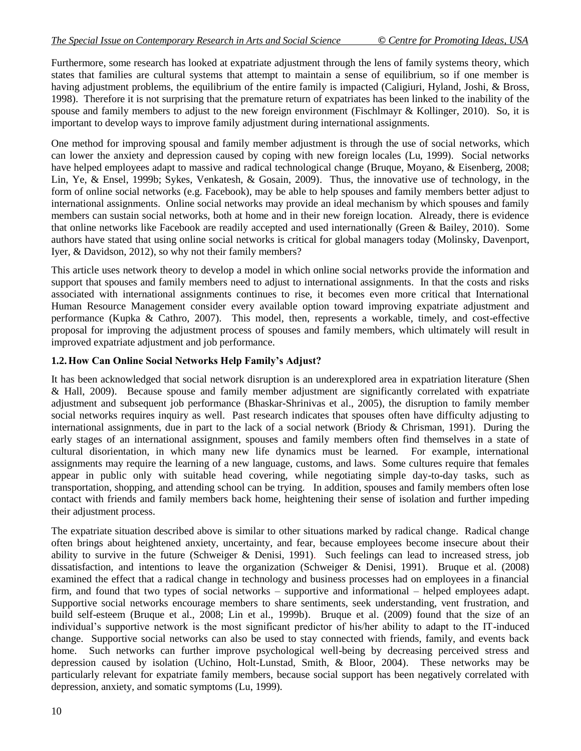Furthermore, some research has looked at expatriate adjustment through the lens of family systems theory, which states that families are cultural systems that attempt to maintain a sense of equilibrium, so if one member is having adjustment problems, the equilibrium of the entire family is impacted (Caligiuri, Hyland, Joshi, & Bross, 1998). Therefore it is not surprising that the premature return of expatriates has been linked to the inability of the spouse and family members to adjust to the new foreign environment (Fischlmayr & Kollinger, 2010). So, it is important to develop ways to improve family adjustment during international assignments.

One method for improving spousal and family member adjustment is through the use of social networks, which can lower the anxiety and depression caused by coping with new foreign locales (Lu, 1999). Social networks have helped employees adapt to massive and radical technological change (Bruque, Moyano, & Eisenberg, 2008; Lin, Ye, & Ensel, 1999b; Sykes, Venkatesh, & Gosain, 2009). Thus, the innovative use of technology, in the form of online social networks (e.g. Facebook), may be able to help spouses and family members better adjust to international assignments. Online social networks may provide an ideal mechanism by which spouses and family members can sustain social networks, both at home and in their new foreign location. Already, there is evidence that online networks like Facebook are readily accepted and used internationally (Green & Bailey, 2010). Some authors have stated that using online social networks is critical for global managers today (Molinsky, Davenport, Iyer, & Davidson, 2012), so why not their family members?

This article uses network theory to develop a model in which online social networks provide the information and support that spouses and family members need to adjust to international assignments. In that the costs and risks associated with international assignments continues to rise, it becomes even more critical that International Human Resource Management consider every available option toward improving expatriate adjustment and performance (Kupka & Cathro, 2007). This model, then, represents a workable, timely, and cost-effective proposal for improving the adjustment process of spouses and family members, which ultimately will result in improved expatriate adjustment and job performance.

### 1.2. How Can Online Social Networks Help Family's Adjust?

It has been acknowledged that social network disruption is an underexplored area in expatriation literature (Shen & Hall, 2009). Because spouse and family member adjustment are significantly correlated with expatriate adjustment and subsequent job performance (Bhaskar-Shrinivas et al., 2005), the disruption to family member social networks requires inquiry as well. Past research indicates that spouses often have difficulty adjusting to international assignments, due in part to the lack of a social network (Briody & Chrisman, 1991). During the early stages of an international assignment, spouses and family members often find themselves in a state of cultural disorientation, in which many new life dynamics must be learned. For example, international assignments may require the learning of a new language, customs, and laws. Some cultures require that females appear in public only with suitable head covering, while negotiating simple day-to-day tasks, such as transportation, shopping, and attending school can be trying. In addition, spouses and family members often lose contact with friends and family members back home, heightening their sense of isolation and further impeding their adjustment process.

The expatriate situation described above is similar to other situations marked by radical change. Radical change often brings about heightened anxiety, uncertainty, and fear, because employees become insecure about their ability to survive in the future (Schweiger & Denisi, 1991). Such feelings can lead to increased stress, job dissatisfaction, and intentions to leave the organization (Schweiger & Denisi, 1991). Bruque et al. (2008) examined the effect that a radical change in technology and business processes had on employees in a financial firm, and found that two types of social networks – supportive and informational – helped employees adapt. Supportive social networks encourage members to share sentiments, seek understanding, vent frustration, and build self-esteem (Bruque et al., 2008; Lin et al., 1999b). Bruque et al. (2009) found that the size of an individual's supportive network is the most significant predictor of his/her ability to adapt to the IT-induced change. Supportive social networks can also be used to stay connected with friends, family, and events back home. Such networks can further improve psychological well-being by decreasing perceived stress and depression caused by isolation (Uchino, Holt-Lunstad, Smith, & Bloor, 2004). These networks may be particularly relevant for expatriate family members, because social support has been negatively correlated with depression, anxiety, and somatic symptoms (Lu, 1999).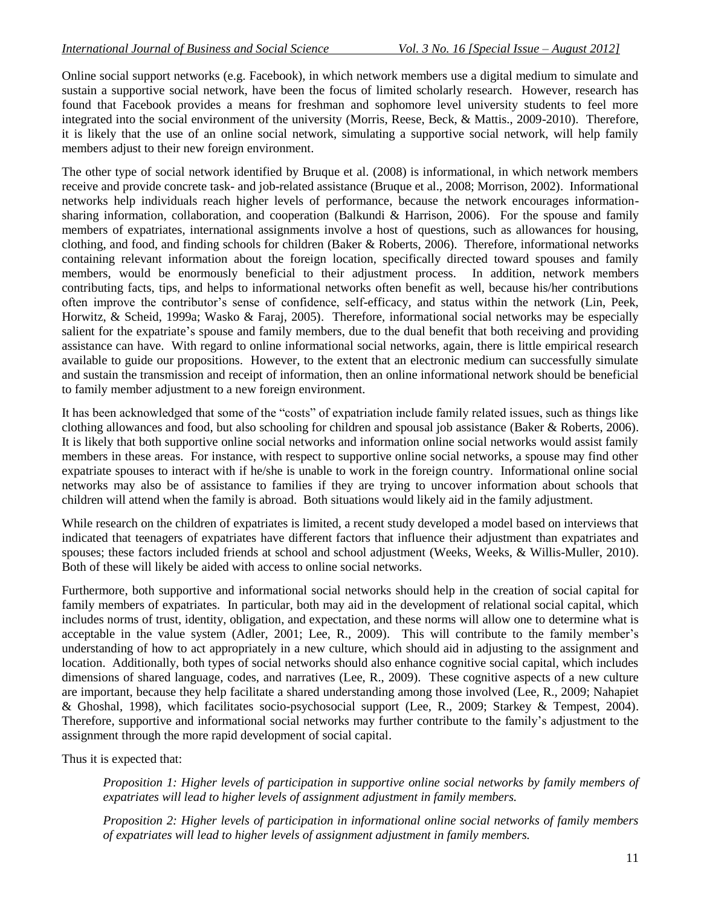Online social support networks (e.g. Facebook), in which network members use a digital medium to simulate and sustain a supportive social network, have been the focus of limited scholarly research. However, research has found that Facebook provides a means for freshman and sophomore level university students to feel more integrated into the social environment of the university (Morris, Reese, Beck, & Mattis., 2009-2010). Therefore, it is likely that the use of an online social network, simulating a supportive social network, will help family members adjust to their new foreign environment.

The other type of social network identified by Bruque et al. (2008) is informational, in which network members receive and provide concrete task- and job-related assistance (Bruque et al., 2008; Morrison, 2002). Informational networks help individuals reach higher levels of performance, because the network encourages information-sharing information, collaboration, and cooperation (Balkundi & Harrison, 2006). For the spouse and family members of expatriates, international assignments involve a host of questions, such as allowances for housing, clothing, and food, and finding schools for children (Baker & Roberts, 2006). Therefore, informational networks containing relevant information about the foreign location, specifically directed toward spouses and family members, would be enormously beneficial to their adjustment process. In addition, network members contributing facts, tips, and helps to informational networks often benefit as well, because his/her contributions often improve the contributor's sense of confidence, self-efficacy, and status within the network (Lin, Peek, Horwitz, & Scheid, 1999a; Wasko & Faraj, 2005). Therefore, informational social networks may be especially salient for the expatriate's spouse and family members, due to the dual benefit that both receiving and providing assistance can have. With regard to online informational social networks, again, there is little empirical research available to guide our propositions. However, to the extent that an electronic medium can successfully simulate and sustain the transmission and receipt of information, then an online informational network should be beneficial to family member adjustment to a new foreign environment.

It has been acknowledged that some of the "costs" of expatriation include family related issues, such as things like clothing allowances and food, but also schooling for children and spousal job assistance (Baker & Roberts, 2006). It is likely that both supportive online social networks and information online social networks would assist family members in these areas. For instance, with respect to supportive online social networks, a spouse may find other expatriate spouses to interact with if he/she is unable to work in the foreign country. Informational online social networks may also be of assistance to families if they are trying to uncover information about schools that children will attend when the family is abroad. Both situations would likely aid in the family adjustment.

While research on the children of expatriates is limited, a recent study developed a model based on interviews that indicated that teenagers of expatriates have different factors that influence their adjustment than expatriates and spouses; these factors included friends at school and school adjustment (Weeks, Weeks, & Willis-Muller, 2010). Both of these will likely be aided with access to online social networks.

Furthermore, both supportive and informational social networks should help in the creation of social capital for family members of expatriates. In particular, both may aid in the development of relational social capital, which includes norms of trust, identity, obligation, and expectation, and these norms will allow one to determine what is acceptable in the value system (Adler, 2001; Lee, R., 2009). This will contribute to the family member's understanding of how to act appropriately in a new culture, which should aid in adjusting to the assignment and location. Additionally, both types of social networks should also enhance cognitive social capital, which includes dimensions of shared language, codes, and narratives (Lee, R., 2009). These cognitive aspects of a new culture are important, because they help facilitate a shared understanding among those involved (Lee, R., 2009; Nahapiet & Ghoshal, 1998), which facilitates socio-psychosocial support (Lee, R., 2009; Starkey & Tempest, 2004). Therefore, supportive and informational social networks may further contribute to the family's adjustment to the assignment through the more rapid development of social capital.

Thus it is expected that:

*Proposition 1: Higher levels of participation in supportive online social networks by family members of expatriates will lead to higher levels of assignment adjustment in family members.*

*Proposition 2: Higher levels of participation in informational online social networks of family members of expatriates will lead to higher levels of assignment adjustment in family members.*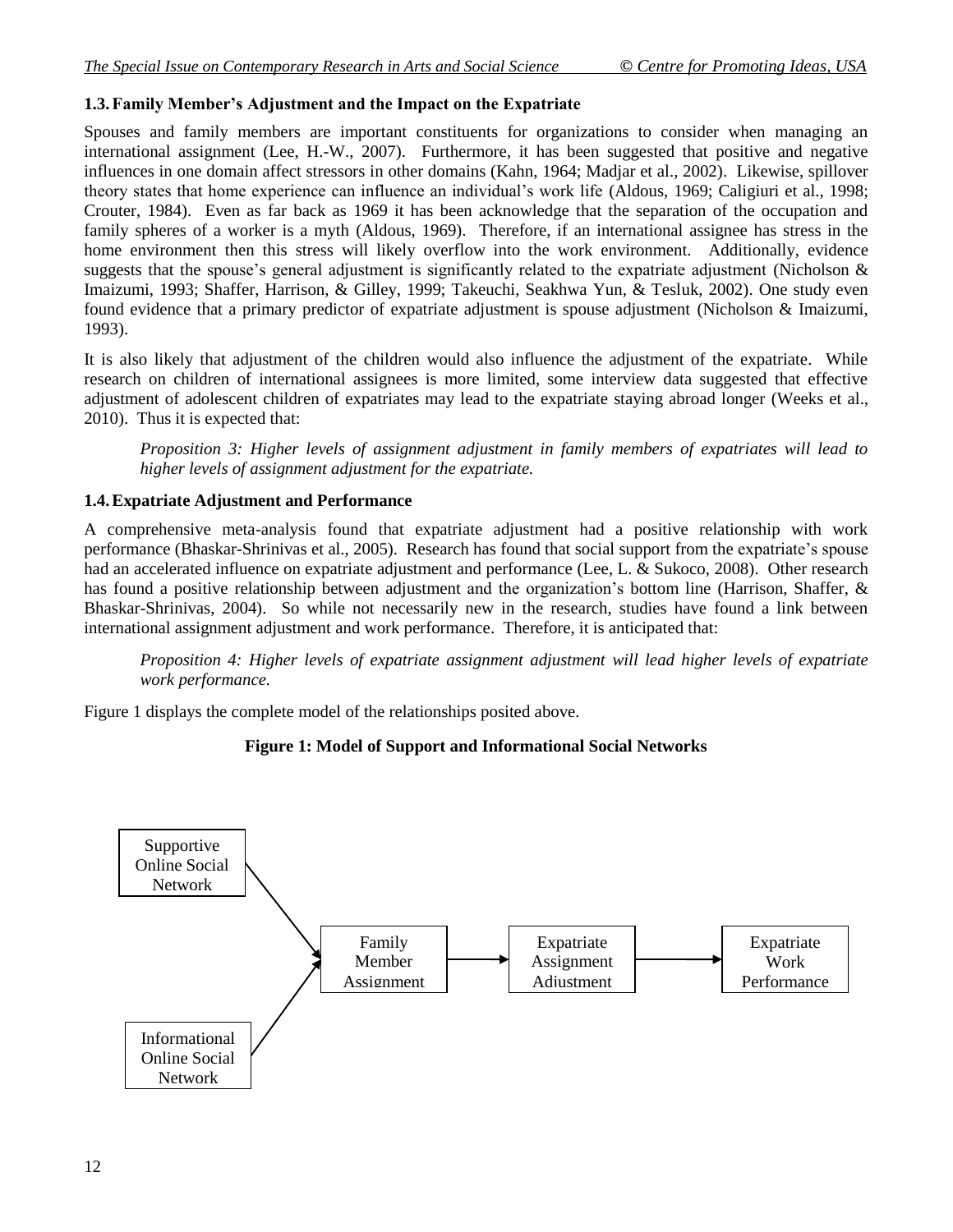### 1.3. Family Member's Adjustment and the Impact on the Expatriate

Spouses and family members are important constituents for organizations to consider when managing an international assignment (Lee, H.-W., 2007). Furthermore, it has been suggested that positive and negative influences in one domain affect stressors in other domains (Kahn, 1964; Madjar et al., 2002). Likewise, spillover theory states that home experience can influence an individual's work life (Aldous, 1969; Caligiuri et al., 1998; Crouter, 1984). Even as far back as 1969 it has been acknowledge that the separation of the occupation and family spheres of a worker is a myth (Aldous, 1969). Therefore, if an international assignee has stress in the home environment then this stress will likely overflow into the work environment. Additionally, evidence suggests that the spouse's general adjustment is significantly related to the expatriate adjustment (Nicholson & Imaizumi, 1993; Shaffer, Harrison, & Gilley, 1999; Takeuchi, Seakhwa Yun, & Tesluk, 2002). One study even found evidence that a primary predictor of expatriate adjustment is spouse adjustment (Nicholson & Imaizumi, 1993).

It is also likely that adjustment of the children would also influence the adjustment of the expatriate. While research on children of international assignees is more limited, some interview data suggested that effective adjustment of adolescent children of expatriates may lead to the expatriate staying abroad longer (Weeks et al., 2010). Thus it is expected that:

*Proposition 3: Higher levels of assignment adjustment in family members of expatriates will lead to higher levels of assignment adjustment for the expatriate.*

### 1.4. Expatriate Adjustment and Performance

A comprehensive meta-analysis found that expatriate adjustment had a positive relationship with work performance (Bhaskar-Shrinivas et al., 2005). Research has found that social support from the expatriate's spouse had an accelerated influence on expatriate adjustment and performance (Lee, L. & Sukoco, 2008). Other research has found a positive relationship between adjustment and the organization's bottom line (Harrison, Shaffer, & Bhaskar-Shrinivas, 2004). So while not necessarily new in the research, studies have found a link between international assignment adjustment and work performance. Therefore, it is anticipated that:

*Proposition 4: Higher levels of expatriate assignment adjustment will lead higher levels of expatriate work performance.*

Figure 1 displays the complete model of the relationships posited above.

**Figure 1: Model of Support and Informational Social Networks**

Supportive Online Social Network → Family Member Assignment

Informational Online Social Network → Family Member Assignment

Family Member Assignment → Expatriate Assignment Adjustment → Expatriate Work Performance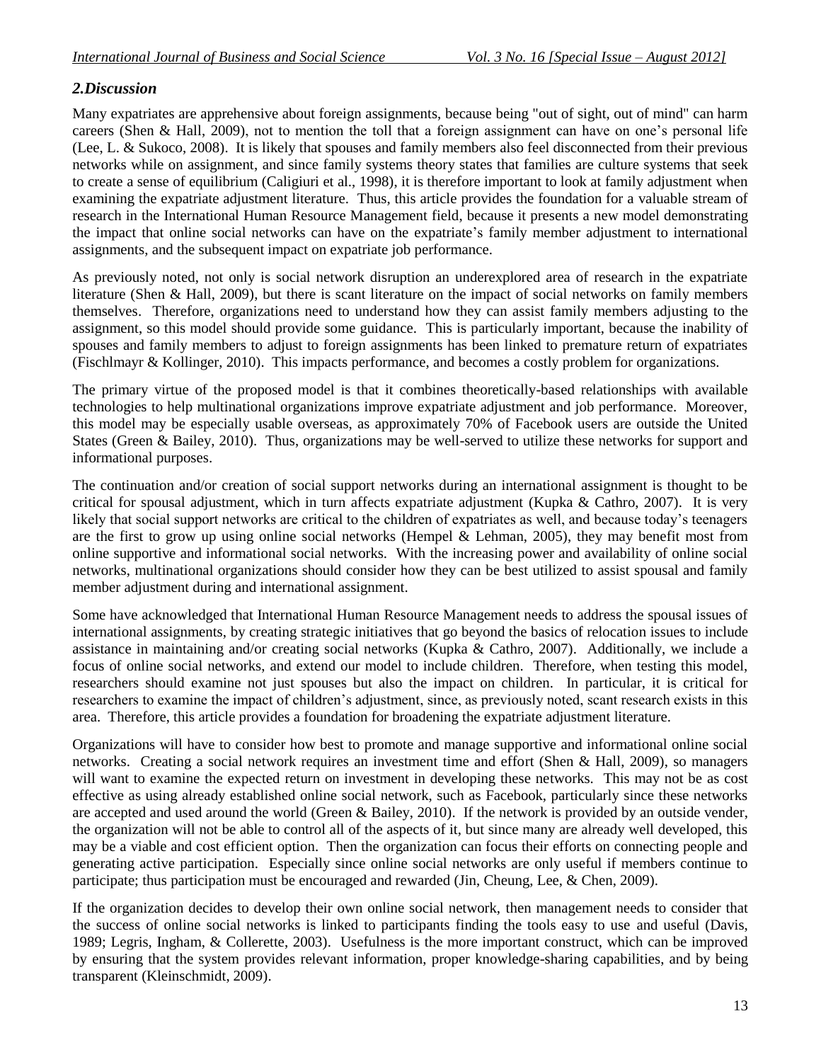## *2.Discussion*

Many expatriates are apprehensive about foreign assignments, because being "out of sight, out of mind" can harm careers (Shen & Hall, 2009), not to mention the toll that a foreign assignment can have on one's personal life (Lee, L. & Sukoco, 2008). It is likely that spouses and family members also feel disconnected from their previous networks while on assignment, and since family systems theory states that families are culture systems that seek to create a sense of equilibrium (Caligiuri et al., 1998), it is therefore important to look at family adjustment when examining the expatriate adjustment literature. Thus, this article provides the foundation for a valuable stream of research in the International Human Resource Management field, because it presents a new model demonstrating the impact that online social networks can have on the expatriate's family member adjustment to international assignments, and the subsequent impact on expatriate job performance.

As previously noted, not only is social network disruption an underexplored area of research in the expatriate literature (Shen & Hall, 2009), but there is scant literature on the impact of social networks on family members themselves. Therefore, organizations need to understand how they can assist family members adjusting to the assignment, so this model should provide some guidance. This is particularly important, because the inability of spouses and family members to adjust to foreign assignments has been linked to premature return of expatriates (Fischlmayr & Kollinger, 2010). This impacts performance, and becomes a costly problem for organizations.

The primary virtue of the proposed model is that it combines theoretically-based relationships with available technologies to help multinational organizations improve expatriate adjustment and job performance. Moreover, this model may be especially usable overseas, as approximately 70% of Facebook users are outside the United States (Green & Bailey, 2010). Thus, organizations may be well-served to utilize these networks for support and informational purposes.

The continuation and/or creation of social support networks during an international assignment is thought to be critical for spousal adjustment, which in turn affects expatriate adjustment (Kupka & Cathro, 2007). It is very likely that social support networks are critical to the children of expatriates as well, and because today's teenagers are the first to grow up using online social networks (Hempel & Lehman, 2005), they may benefit most from online supportive and informational social networks. With the increasing power and availability of online social networks, multinational organizations should consider how they can be best utilized to assist spousal and family member adjustment during and international assignment.

Some have acknowledged that International Human Resource Management needs to address the spousal issues of international assignments, by creating strategic initiatives that go beyond the basics of relocation issues to include assistance in maintaining and/or creating social networks (Kupka & Cathro, 2007). Additionally, we include a focus of online social networks, and extend our model to include children. Therefore, when testing this model, researchers should examine not just spouses but also the impact on children. In particular, it is critical for researchers to examine the impact of children's adjustment, since, as previously noted, scant research exists in this area. Therefore, this article provides a foundation for broadening the expatriate adjustment literature.

Organizations will have to consider how best to promote and manage supportive and informational online social networks. Creating a social network requires an investment time and effort (Shen & Hall, 2009), so managers will want to examine the expected return on investment in developing these networks. This may not be as cost effective as using already established online social network, such as Facebook, particularly since these networks are accepted and used around the world (Green & Bailey, 2010). If the network is provided by an outside vender, the organization will not be able to control all of the aspects of it, but since many are already well developed, this may be a viable and cost efficient option. Then the organization can focus their efforts on connecting people and generating active participation. Especially since online social networks are only useful if members continue to participate; thus participation must be encouraged and rewarded (Jin, Cheung, Lee, & Chen, 2009).

If the organization decides to develop their own online social network, then management needs to consider that the success of online social networks is linked to participants finding the tools easy to use and useful (Davis, 1989; Legris, Ingham, & Collerette, 2003). Usefulness is the more important construct, which can be improved by ensuring that the system provides relevant information, proper knowledge-sharing capabilities, and by being transparent (Kleinschmidt, 2009).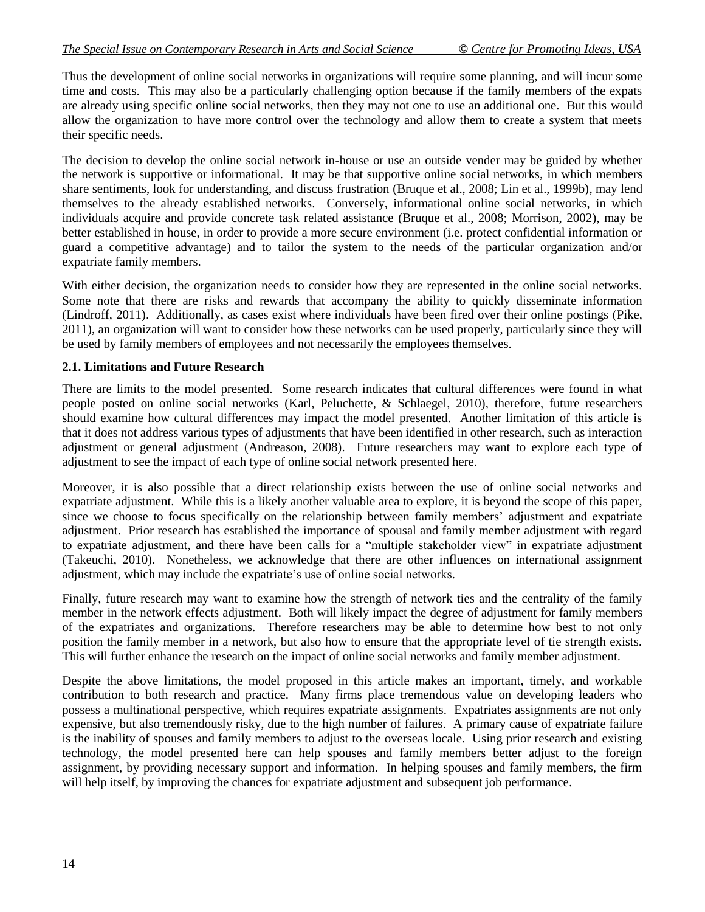Thus the development of online social networks in organizations will require some planning, and will incur some time and costs. This may also be a particularly challenging option because if the family members of the expats are already using specific online social networks, then they may not one to use an additional one. But this would allow the organization to have more control over the technology and allow them to create a system that meets their specific needs.

The decision to develop the online social network in-house or use an outside vender may be guided by whether the network is supportive or informational. It may be that supportive online social networks, in which members share sentiments, look for understanding, and discuss frustration (Bruque et al., 2008; Lin et al., 1999b), may lend themselves to the already established networks. Conversely, informational online social networks, in which individuals acquire and provide concrete task related assistance (Bruque et al., 2008; Morrison, 2002), may be better established in house, in order to provide a more secure environment (i.e. protect confidential information or guard a competitive advantage) and to tailor the system to the needs of the particular organization and/or expatriate family members.

With either decision, the organization needs to consider how they are represented in the online social networks. Some note that there are risks and rewards that accompany the ability to quickly disseminate information (Lindroff, 2011). Additionally, as cases exist where individuals have been fired over their online postings (Pike, 2011), an organization will want to consider how these networks can be used properly, particularly since they will be used by family members of employees and not necessarily the employees themselves.

### 2.1. Limitations and Future Research

There are limits to the model presented. Some research indicates that cultural differences were found in what people posted on online social networks (Karl, Peluchette, & Schlaegel, 2010), therefore, future researchers should examine how cultural differences may impact the model presented. Another limitation of this article is that it does not address various types of adjustments that have been identified in other research, such as interaction adjustment or general adjustment (Andreason, 2008). Future researchers may want to explore each type of adjustment to see the impact of each type of online social network presented here.

Moreover, it is also possible that a direct relationship exists between the use of online social networks and expatriate adjustment. While this is a likely another valuable area to explore, it is beyond the scope of this paper, since we choose to focus specifically on the relationship between family members' adjustment and expatriate adjustment. Prior research has established the importance of spousal and family member adjustment with regard to expatriate adjustment, and there have been calls for a "multiple stakeholder view" in expatriate adjustment (Takeuchi, 2010). Nonetheless, we acknowledge that there are other influences on international assignment adjustment, which may include the expatriate's use of online social networks.

Finally, future research may want to examine how the strength of network ties and the centrality of the family member in the network effects adjustment. Both will likely impact the degree of adjustment for family members of the expatriates and organizations. Therefore researchers may be able to determine how best to not only position the family member in a network, but also how to ensure that the appropriate level of tie strength exists. This will further enhance the research on the impact of online social networks and family member adjustment.

Despite the above limitations, the model proposed in this article makes an important, timely, and workable contribution to both research and practice. Many firms place tremendous value on developing leaders who possess a multinational perspective, which requires expatriate assignments. Expatriates assignments are not only expensive, but also tremendously risky, due to the high number of failures. A primary cause of expatriate failure is the inability of spouses and family members to adjust to the overseas locale. Using prior research and existing technology, the model presented here can help spouses and family members better adjust to the foreign assignment, by providing necessary support and information. In helping spouses and family members, the firm will help itself, by improving the chances for expatriate adjustment and subsequent job performance.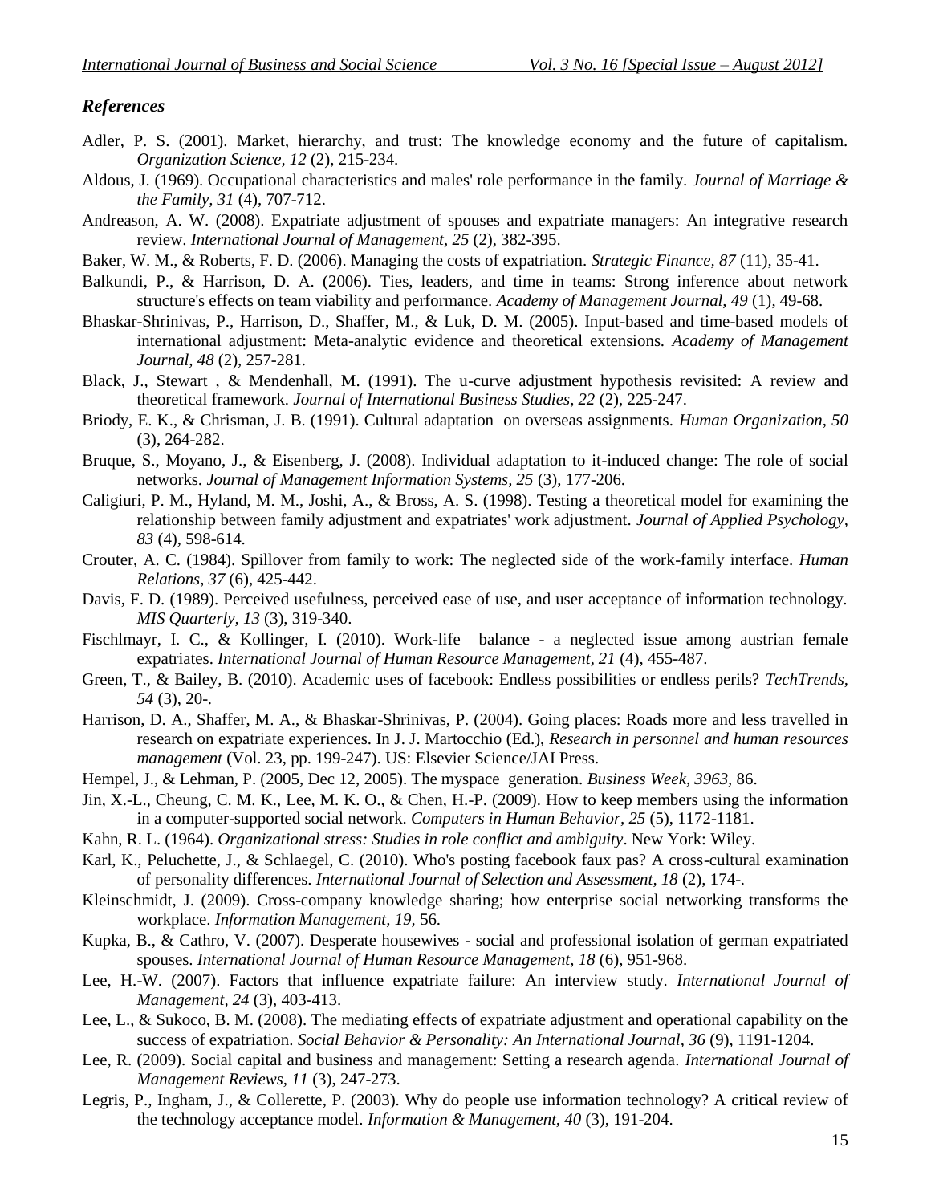### *References*

Adler, P. S. (2001). Market, hierarchy, and trust: The knowledge economy and the future of capitalism. *Organization Science, 12* (2), 215-234.

Aldous, J. (1969). Occupational characteristics and males' role performance in the family. *Journal of Marriage & the Family, 31* (4), 707-712.

Andreason, A. W. (2008). Expatriate adjustment of spouses and expatriate managers: An integrative research review. *International Journal of Management, 25* (2), 382-395.

Baker, W. M., & Roberts, F. D. (2006). Managing the costs of expatriation. *Strategic Finance, 87* (11), 35-41.

Balkundi, P., & Harrison, D. A. (2006). Ties, leaders, and time in teams: Strong inference about network structure's effects on team viability and performance. *Academy of Management Journal, 49* (1), 49-68.

Bhaskar-Shrinivas, P., Harrison, D., Shaffer, M., & Luk, D. M. (2005). Input-based and time-based models of international adjustment: Meta-analytic evidence and theoretical extensions. *Academy of Management Journal, 48* (2), 257-281.

Black, J., Stewart , & Mendenhall, M. (1991). The u-curve adjustment hypothesis revisited: A review and theoretical framework. *Journal of International Business Studies, 22* (2), 225-247.

Briody, E. K., & Chrisman, J. B. (1991). Cultural adaptation on overseas assignments. *Human Organization, 50* (3), 264-282.

Bruque, S., Moyano, J., & Eisenberg, J. (2008). Individual adaptation to it-induced change: The role of social networks. *Journal of Management Information Systems, 25* (3), 177-206.

Caligiuri, P. M., Hyland, M. M., Joshi, A., & Bross, A. S. (1998). Testing a theoretical model for examining the relationship between family adjustment and expatriates' work adjustment. *Journal of Applied Psychology, 83* (4), 598-614.

Crouter, A. C. (1984). Spillover from family to work: The neglected side of the work-family interface. *Human Relations, 37* (6), 425-442.

Davis, F. D. (1989). Perceived usefulness, perceived ease of use, and user acceptance of information technology. *MIS Quarterly, 13* (3), 319-340.

Fischlmayr, I. C., & Kollinger, I. (2010). Work-life balance - a neglected issue among austrian female expatriates. *International Journal of Human Resource Management, 21* (4), 455-487.

Green, T., & Bailey, B. (2010). Academic uses of facebook: Endless possibilities or endless perils? *TechTrends, 54* (3), 20-.

Harrison, D. A., Shaffer, M. A., & Bhaskar-Shrinivas, P. (2004). Going places: Roads more and less travelled in research on expatriate experiences. In J. J. Martocchio (Ed.), *Research in personnel and human resources management* (Vol. 23, pp. 199-247). US: Elsevier Science/JAI Press.

Hempel, J., & Lehman, P. (2005, Dec 12, 2005). The myspace generation. *Business Week, 3963,* 86.

Jin, X.-L., Cheung, C. M. K., Lee, M. K. O., & Chen, H.-P. (2009). How to keep members using the information in a computer-supported social network. *Computers in Human Behavior, 25* (5), 1172-1181.

Kahn, R. L. (1964). *Organizational stress: Studies in role conflict and ambiguity*. New York: Wiley.

Karl, K., Peluchette, J., & Schlaegel, C. (2010). Who's posting facebook faux pas? A cross-cultural examination of personality differences. *International Journal of Selection and Assessment, 18* (2), 174-.

Kleinschmidt, J. (2009). Cross-company knowledge sharing; how enterprise social networking transforms the workplace. *Information Management, 19,* 56.

Kupka, B., & Cathro, V. (2007). Desperate housewives - social and professional isolation of german expatriated spouses. *International Journal of Human Resource Management, 18* (6), 951-968.

Lee, H.-W. (2007). Factors that influence expatriate failure: An interview study. *International Journal of Management, 24* (3), 403-413.

Lee, L., & Sukoco, B. M. (2008). The mediating effects of expatriate adjustment and operational capability on the success of expatriation. *Social Behavior & Personality: An International Journal, 36* (9), 1191-1204.

Lee, R. (2009). Social capital and business and management: Setting a research agenda. *International Journal of Management Reviews, 11* (3), 247-273.

Legris, P., Ingham, J., & Collerette, P. (2003). Why do people use information technology? A critical review of the technology acceptance model. *Information & Management, 40* (3), 191-204.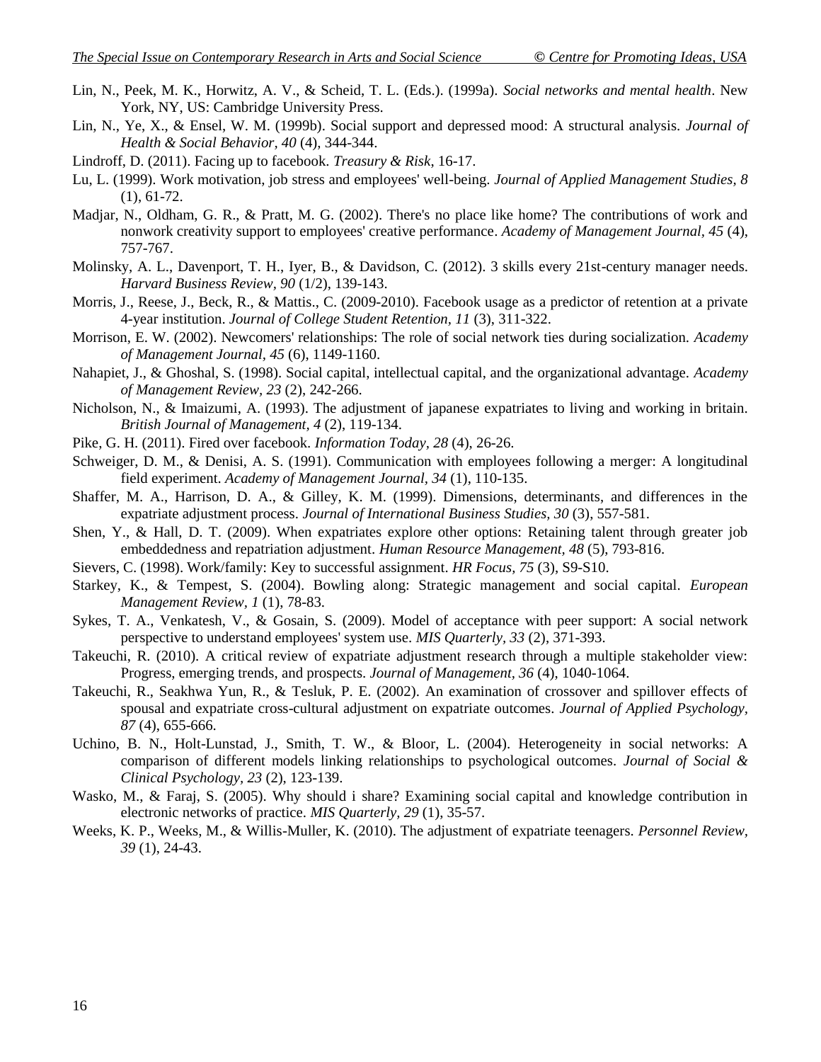Lin, N., Peek, M. K., Horwitz, A. V., & Scheid, T. L. (Eds.). (1999a). *Social networks and mental health*. New York, NY, US: Cambridge University Press.

Lin, N., Ye, X., & Ensel, W. M. (1999b). Social support and depressed mood: A structural analysis. *Journal of Health & Social Behavior, 40* (4), 344-344.

Lindroff, D. (2011). Facing up to facebook. *Treasury & Risk*, 16-17.

Lu, L. (1999). Work motivation, job stress and employees' well-being. *Journal of Applied Management Studies, 8* (1), 61-72.

Madjar, N., Oldham, G. R., & Pratt, M. G. (2002). There's no place like home? The contributions of work and nonwork creativity support to employees' creative performance. *Academy of Management Journal, 45* (4), 757-767.

Molinsky, A. L., Davenport, T. H., Iyer, B., & Davidson, C. (2012). 3 skills every 21st-century manager needs. *Harvard Business Review, 90* (1/2), 139-143.

Morris, J., Reese, J., Beck, R., & Mattis., C. (2009-2010). Facebook usage as a predictor of retention at a private 4-year institution. *Journal of College Student Retention, 11* (3), 311-322.

Morrison, E. W. (2002). Newcomers' relationships: The role of social network ties during socialization. *Academy of Management Journal, 45* (6), 1149-1160.

Nahapiet, J., & Ghoshal, S. (1998). Social capital, intellectual capital, and the organizational advantage. *Academy of Management Review, 23* (2), 242-266.

Nicholson, N., & Imaizumi, A. (1993). The adjustment of japanese expatriates to living and working in britain. *British Journal of Management, 4* (2), 119-134.

Pike, G. H. (2011). Fired over facebook. *Information Today, 28* (4), 26-26.

Schweiger, D. M., & Denisi, A. S. (1991). Communication with employees following a merger: A longitudinal field experiment. *Academy of Management Journal, 34* (1), 110-135.

Shaffer, M. A., Harrison, D. A., & Gilley, K. M. (1999). Dimensions, determinants, and differences in the expatriate adjustment process. *Journal of International Business Studies, 30* (3), 557-581.

Shen, Y., & Hall, D. T. (2009). When expatriates explore other options: Retaining talent through greater job embeddedness and repatriation adjustment. *Human Resource Management, 48* (5), 793-816.

Sievers, C. (1998). Work/family: Key to successful assignment. *HR Focus, 75* (3), S9-S10.

Starkey, K., & Tempest, S. (2004). Bowling along: Strategic management and social capital. *European Management Review, 1* (1), 78-83.

Sykes, T. A., Venkatesh, V., & Gosain, S. (2009). Model of acceptance with peer support: A social network perspective to understand employees' system use. *MIS Quarterly, 33* (2), 371-393.

Takeuchi, R. (2010). A critical review of expatriate adjustment research through a multiple stakeholder view: Progress, emerging trends, and prospects. *Journal of Management, 36* (4), 1040-1064.

Takeuchi, R., Seakhwa Yun, R., & Tesluk, P. E. (2002). An examination of crossover and spillover effects of spousal and expatriate cross-cultural adjustment on expatriate outcomes. *Journal of Applied Psychology, 87* (4), 655-666.

Uchino, B. N., Holt-Lunstad, J., Smith, T. W., & Bloor, L. (2004). Heterogeneity in social networks: A comparison of different models linking relationships to psychological outcomes. *Journal of Social & Clinical Psychology, 23* (2), 123-139.

Wasko, M., & Faraj, S. (2005). Why should i share? Examining social capital and knowledge contribution in electronic networks of practice. *MIS Quarterly, 29* (1), 35-57.

Weeks, K. P., Weeks, M., & Willis-Muller, K. (2010). The adjustment of expatriate teenagers. *Personnel Review, 39* (1), 24-43.